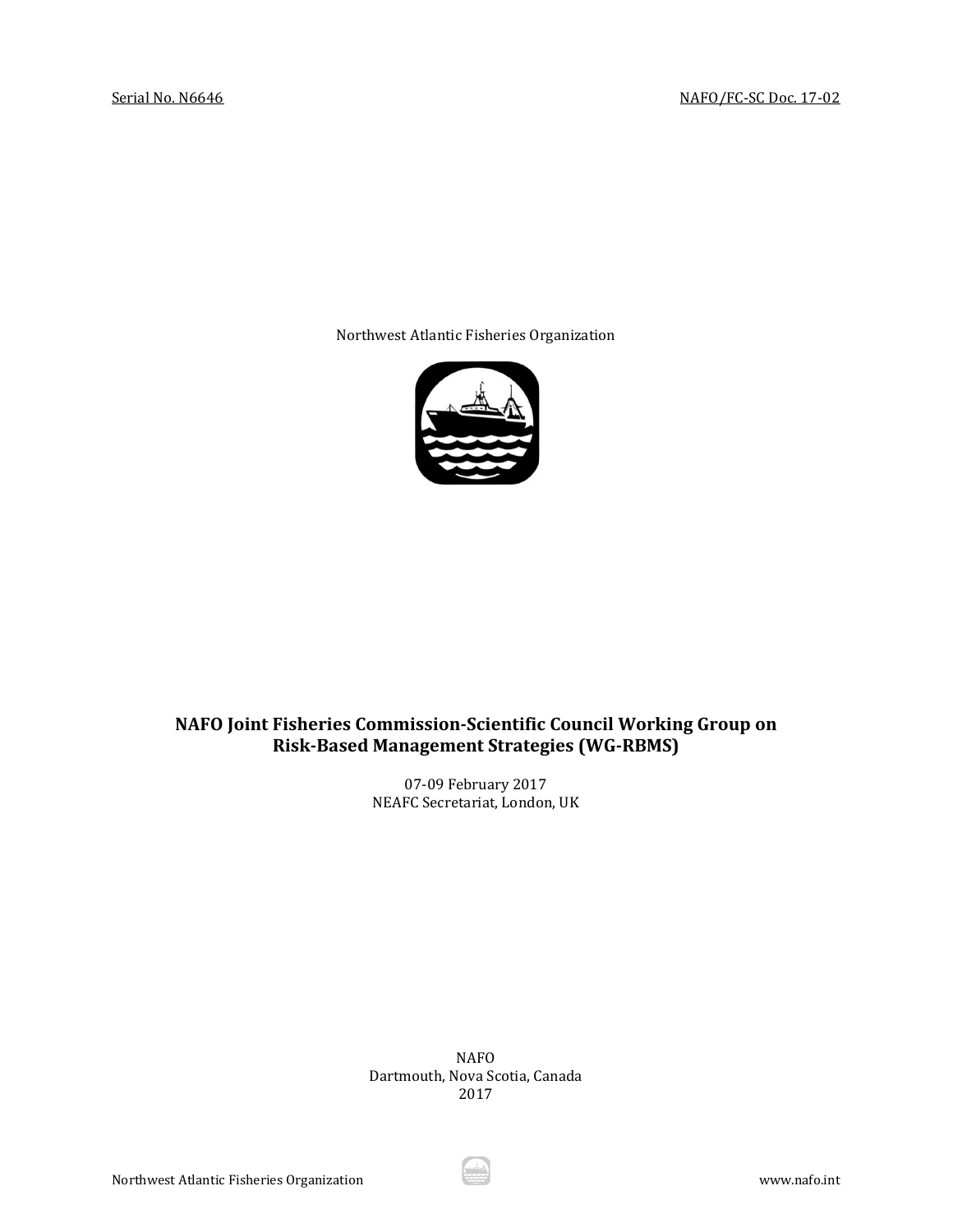Serial No. N6646 NAFO/FC-SC Doc. 17-02

Northwest Atlantic Fisheries Organization

# NAFO Joint Fisheries Commission-Scientific Council Working Group on Risk-Based Management Strategies (WG-RBMS)

07-09 February 2017
NEAFC Secretariat, London, UK

NAFO
Dartmouth, Nova Scotia, Canada
2017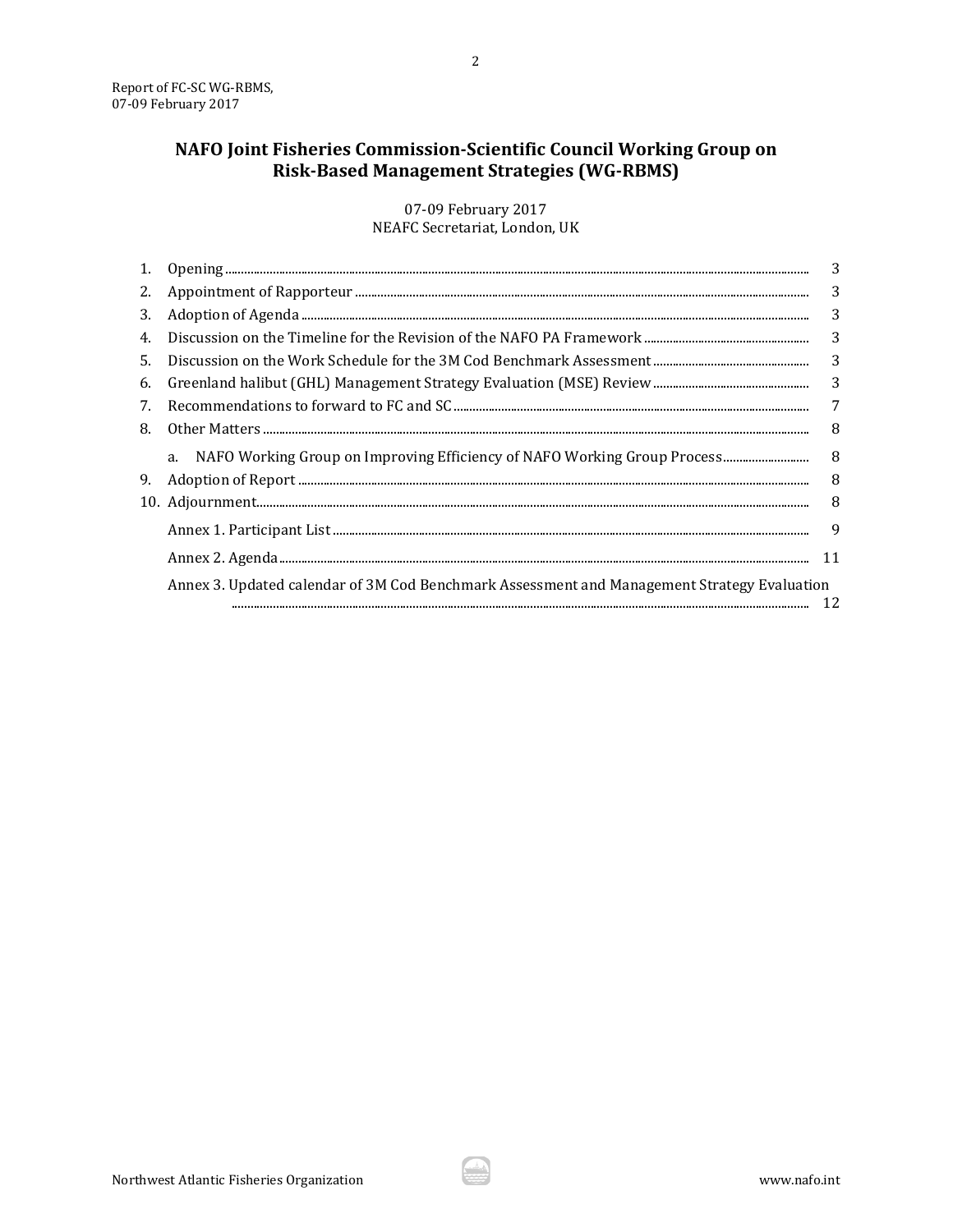# NAFO Joint Fisheries Commission-Scientific Council Working Group on Risk-Based Management Strategies (WG-RBMS)

07-09 February 2017
NEAFC Secretariat, London, UK

1. Opening ........................................................................................................ 3
2. Appointment of Rapporteur ........................................................................................................ 3
3. Adoption of Agenda ........................................................................................................ 3
4. Discussion on the Timeline for the Revision of the NAFO PA Framework ........................................................................................................ 3
5. Discussion on the Work Schedule for the 3M Cod Benchmark Assessment ........................................................................................................ 3
6. Greenland halibut (GHL) Management Strategy Evaluation (MSE) Review ........................................................................................................ 3
7. Recommendations to forward to FC and SC ........................................................................................................ 7
8. Other Matters ........................................................................................................ 8
   a. NAFO Working Group on Improving Efficiency of NAFO Working Group Process ........................................................................................................ 8
9. Adoption of Report ........................................................................................................ 8
10. Adjournment ........................................................................................................ 8

Annex 1. Participant List ........................................................................................................ 9

Annex 2. Agenda ........................................................................................................ 11

Annex 3. Updated calendar of 3M Cod Benchmark Assessment and Management Strategy Evaluation ........................................................................................................ 12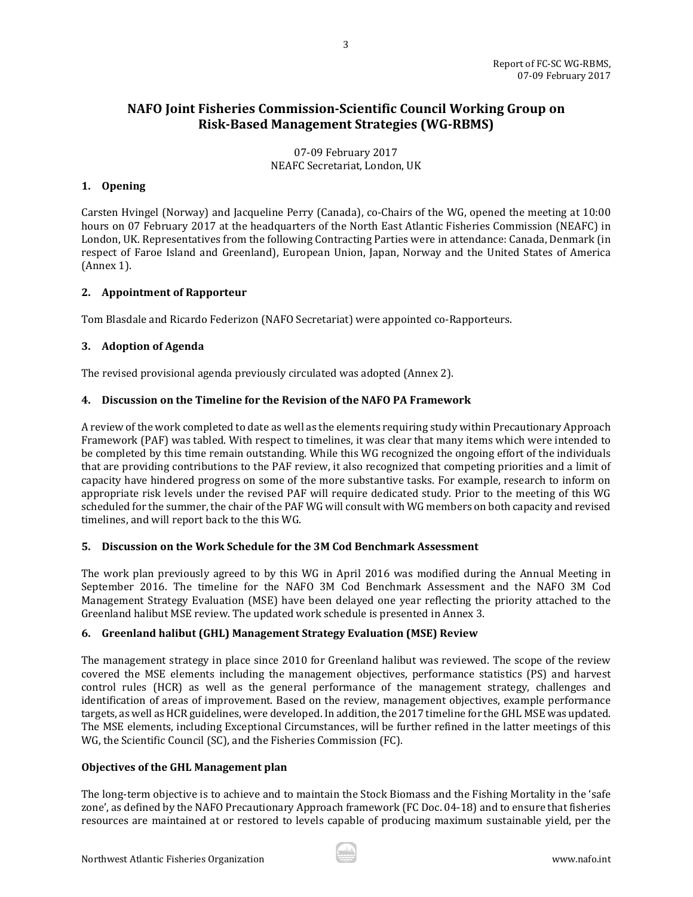# NAFO Joint Fisheries Commission-Scientific Council Working Group on Risk-Based Management Strategies (WG-RBMS)

07-09 February 2017
NEAFC Secretariat, London, UK

## 1. Opening

Carsten Hvingel (Norway) and Jacqueline Perry (Canada), co-Chairs of the WG, opened the meeting at 10:00 hours on 07 February 2017 at the headquarters of the North East Atlantic Fisheries Commission (NEAFC) in London, UK. Representatives from the following Contracting Parties were in attendance: Canada, Denmark (in respect of Faroe Island and Greenland), European Union, Japan, Norway and the United States of America (Annex 1).

## 2. Appointment of Rapporteur

Tom Blasdale and Ricardo Federizon (NAFO Secretariat) were appointed co-Rapporteurs.

## 3. Adoption of Agenda

The revised provisional agenda previously circulated was adopted (Annex 2).

## 4. Discussion on the Timeline for the Revision of the NAFO PA Framework

A review of the work completed to date as well as the elements requiring study within Precautionary Approach Framework (PAF) was tabled. With respect to timelines, it was clear that many items which were intended to be completed by this time remain outstanding. While this WG recognized the ongoing effort of the individuals that are providing contributions to the PAF review, it also recognized that competing priorities and a limit of capacity have hindered progress on some of the more substantive tasks. For example, research to inform on appropriate risk levels under the revised PAF will require dedicated study. Prior to the meeting of this WG scheduled for the summer, the chair of the PAF WG will consult with WG members on both capacity and revised timelines, and will report back to the this WG.

## 5. Discussion on the Work Schedule for the 3M Cod Benchmark Assessment

The work plan previously agreed to by this WG in April 2016 was modified during the Annual Meeting in September 2016. The timeline for the NAFO 3M Cod Benchmark Assessment and the NAFO 3M Cod Management Strategy Evaluation (MSE) have been delayed one year reflecting the priority attached to the Greenland halibut MSE review. The updated work schedule is presented in Annex 3.

## 6. Greenland halibut (GHL) Management Strategy Evaluation (MSE) Review

The management strategy in place since 2010 for Greenland halibut was reviewed. The scope of the review covered the MSE elements including the management objectives, performance statistics (PS) and harvest control rules (HCR) as well as the general performance of the management strategy, challenges and identification of areas of improvement. Based on the review, management objectives, example performance targets, as well as HCR guidelines, were developed. In addition, the 2017 timeline for the GHL MSE was updated. The MSE elements, including Exceptional Circumstances, will be further refined in the latter meetings of this WG, the Scientific Council (SC), and the Fisheries Commission (FC).

### Objectives of the GHL Management plan

The long-term objective is to achieve and to maintain the Stock Biomass and the Fishing Mortality in the 'safe zone', as defined by the NAFO Precautionary Approach framework (FC Doc. 04-18) and to ensure that fisheries resources are maintained at or restored to levels capable of producing maximum sustainable yield, per the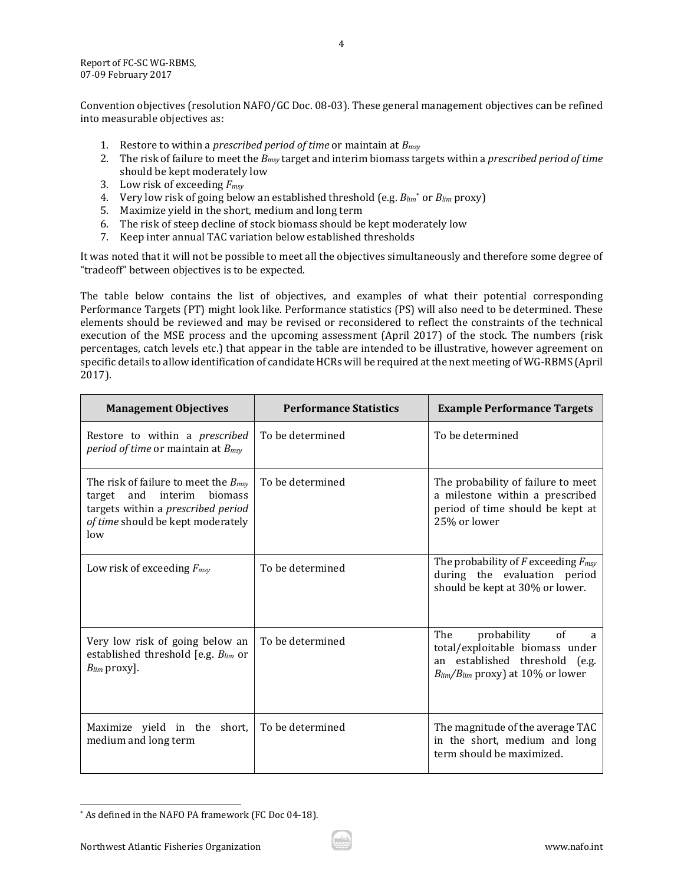Convention objectives (resolution NAFO/GC Doc. 08-03). These general management objectives can be refined into measurable objectives as:

1. Restore to within a *prescribed period of time* or maintain at $B_{msy}$
2. The risk of failure to meet the $B_{msy}$ target and interim biomass targets within a *prescribed period of time* should be kept moderately low
3. Low risk of exceeding $F_{msy}$
4. Very low risk of going below an established threshold (e.g. $B_{lim}$[*] or $B_{lim}$ proxy)
5. Maximize yield in the short, medium and long term
6. The risk of steep decline of stock biomass should be kept moderately low
7. Keep inter annual TAC variation below established thresholds

It was noted that it will not be possible to meet all the objectives simultaneously and therefore some degree of "tradeoff" between objectives is to be expected.

The table below contains the list of objectives, and examples of what their potential corresponding Performance Targets (PT) might look like. Performance statistics (PS) will also need to be determined. These elements should be reviewed and may be revised or reconsidered to reflect the constraints of the technical execution of the MSE process and the upcoming assessment (April 2017) of the stock. The numbers (risk percentages, catch levels etc.) that appear in the table are intended to be illustrative, however agreement on specific details to allow identification of candidate HCRs will be required at the next meeting of WG-RBMS (April 2017).

| Management Objectives | Performance Statistics | Example Performance Targets |
|---|---|---|
| Restore to within a *prescribed period of time* or maintain at $B_{msy}$ | To be determined | To be determined |
| The risk of failure to meet the $B_{msy}$ target and interim biomass targets within a *prescribed period of time* should be kept moderately low | To be determined | The probability of failure to meet a milestone within a prescribed period of time should be kept at 25% or lower |
| Low risk of exceeding $F_{msy}$ | To be determined | The probability of $F$ exceeding $F_{msy}$ during the evaluation period should be kept at 30% or lower. |
| Very low risk of going below an established threshold [e.g. $B_{lim}$ or $B_{lim}$ proxy]. | To be determined | The probability of a total/exploitable biomass under an established threshold (e.g. $B_{lim}$/$B_{lim}$ proxy) at 10% or lower |
| Maximize yield in the short, medium and long term | To be determined | The magnitude of the average TAC in the short, medium and long term should be maximized. |

[*] As defined in the NAFO PA framework (FC Doc 04-18).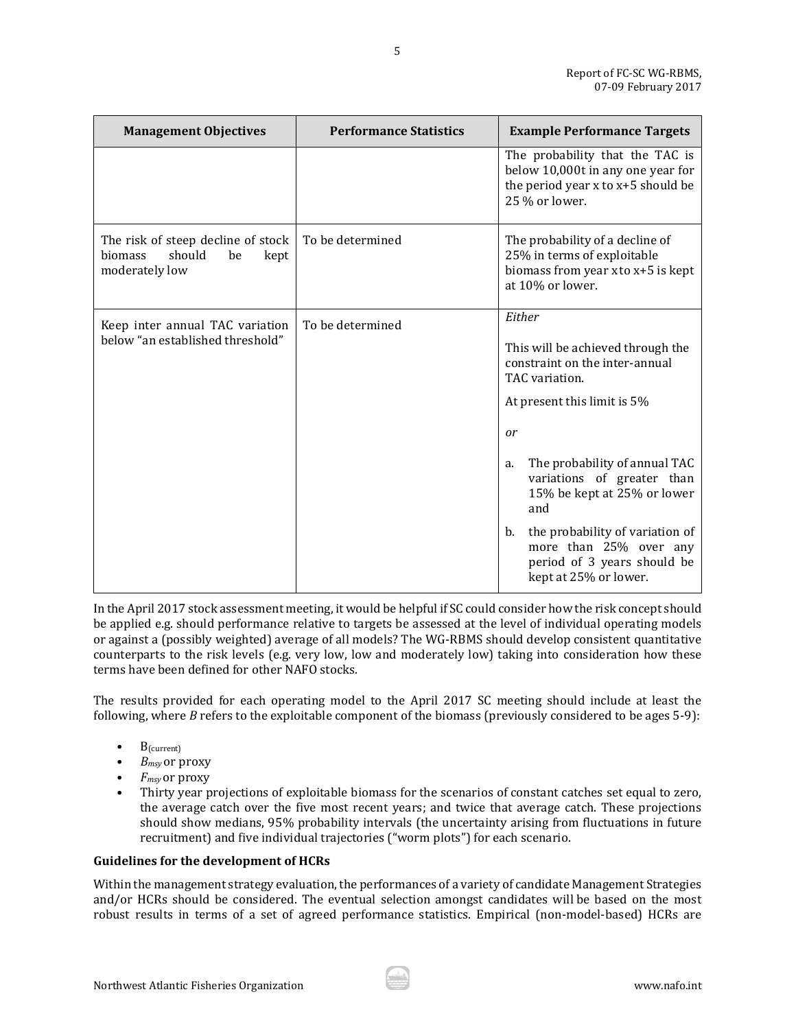| Management Objectives | Performance Statistics | Example Performance Targets |
|---|---|---|
| | | The probability that the TAC is below 10,000t in any one year for the period year x to x+5 should be 25 % or lower. |
| The risk of steep decline of stock biomass should be kept moderately low | To be determined | The probability of a decline of 25% in terms of exploitable biomass from year x to x+5 is kept at 10% or lower. |
| Keep inter annual TAC variation below "an established threshold" | To be determined | *Either*<br><br>This will be achieved through the constraint on the inter-annual TAC variation.<br><br>At present this limit is 5%<br><br>*or*<br><br>a. The probability of annual TAC variations of greater than 15% be kept at 25% or lower and<br><br>b. the probability of variation of more than 25% over any period of 3 years should be kept at 25% or lower. |

In the April 2017 stock assessment meeting, it would be helpful if SC could consider how the risk concept should be applied e.g. should performance relative to targets be assessed at the level of individual operating models or against a (possibly weighted) average of all models? The WG-RBMS should develop consistent quantitative counterparts to the risk levels (e.g. very low, low and moderately low) taking into consideration how these terms have been defined for other NAFO stocks.

The results provided for each operating model to the April 2017 SC meeting should include at least the following, where *B* refers to the exploitable component of the biomass (previously considered to be ages 5-9):

- $B_{(current)}$
- $B_{msy}$ or proxy
- $F_{msy}$ or proxy
- Thirty year projections of exploitable biomass for the scenarios of constant catches set equal to zero, the average catch over the five most recent years; and twice that average catch. These projections should show medians, 95% probability intervals (the uncertainty arising from fluctuations in future recruitment) and five individual trajectories ("worm plots") for each scenario.

**Guidelines for the development of HCRs**

Within the management strategy evaluation, the performances of a variety of candidate Management Strategies and/or HCRs should be considered. The eventual selection amongst candidates will be based on the most robust results in terms of a set of agreed performance statistics. Empirical (non-model-based) HCRs are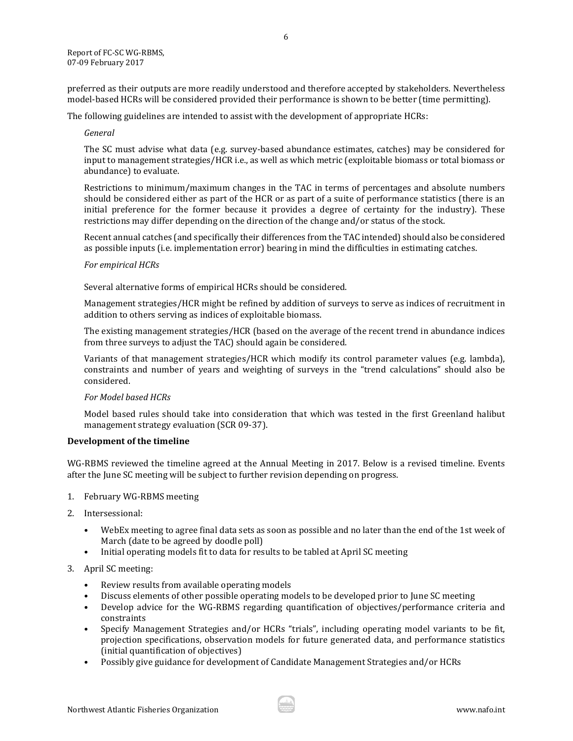preferred as their outputs are more readily understood and therefore accepted by stakeholders. Nevertheless model-based HCRs will be considered provided their performance is shown to be better (time permitting).

The following guidelines are intended to assist with the development of appropriate HCRs:

*General*

The SC must advise what data (e.g. survey-based abundance estimates, catches) may be considered for input to management strategies/HCR i.e., as well as which metric (exploitable biomass or total biomass or abundance) to evaluate.

Restrictions to minimum/maximum changes in the TAC in terms of percentages and absolute numbers should be considered either as part of the HCR or as part of a suite of performance statistics (there is an initial preference for the former because it provides a degree of certainty for the industry). These restrictions may differ depending on the direction of the change and/or status of the stock.

Recent annual catches (and specifically their differences from the TAC intended) should also be considered as possible inputs (i.e. implementation error) bearing in mind the difficulties in estimating catches.

*For empirical HCRs*

Several alternative forms of empirical HCRs should be considered.

Management strategies/HCR might be refined by addition of surveys to serve as indices of recruitment in addition to others serving as indices of exploitable biomass.

The existing management strategies/HCR (based on the average of the recent trend in abundance indices from three surveys to adjust the TAC) should again be considered.

Variants of that management strategies/HCR which modify its control parameter values (e.g. lambda), constraints and number of years and weighting of surveys in the "trend calculations" should also be considered.

*For Model based HCRs*

Model based rules should take into consideration that which was tested in the first Greenland halibut management strategy evaluation (SCR 09-37).

**Development of the timeline**

WG-RBMS reviewed the timeline agreed at the Annual Meeting in 2017. Below is a revised timeline. Events after the June SC meeting will be subject to further revision depending on progress.

1. February WG-RBMS meeting
2. Intersessional:
   - WebEx meeting to agree final data sets as soon as possible and no later than the end of the 1st week of March (date to be agreed by doodle poll)
   - Initial operating models fit to data for results to be tabled at April SC meeting
3. April SC meeting:
   - Review results from available operating models
   - Discuss elements of other possible operating models to be developed prior to June SC meeting
   - Develop advice for the WG-RBMS regarding quantification of objectives/performance criteria and constraints
   - Specify Management Strategies and/or HCRs "trials", including operating model variants to be fit, projection specifications, observation models for future generated data, and performance statistics (initial quantification of objectives)
   - Possibly give guidance for development of Candidate Management Strategies and/or HCRs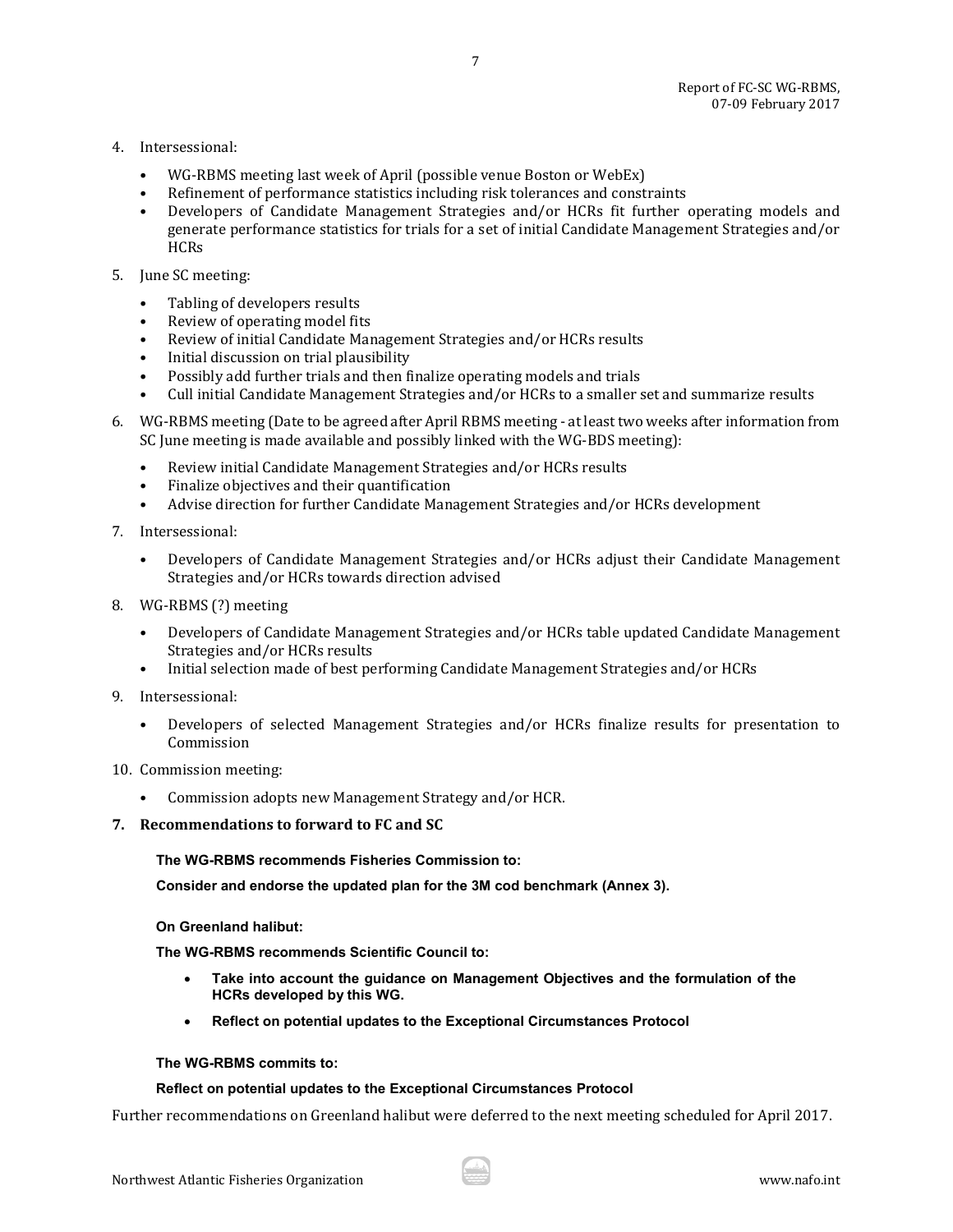4. Intersessional:
   - WG-RBMS meeting last week of April (possible venue Boston or WebEx)
   - Refinement of performance statistics including risk tolerances and constraints
   - Developers of Candidate Management Strategies and/or HCRs fit further operating models and generate performance statistics for trials for a set of initial Candidate Management Strategies and/or HCRs
5. June SC meeting:
   - Tabling of developers results
   - Review of operating model fits
   - Review of initial Candidate Management Strategies and/or HCRs results
   - Initial discussion on trial plausibility
   - Possibly add further trials and then finalize operating models and trials
   - Cull initial Candidate Management Strategies and/or HCRs to a smaller set and summarize results
6. WG-RBMS meeting (Date to be agreed after April RBMS meeting - at least two weeks after information from SC June meeting is made available and possibly linked with the WG-BDS meeting):
   - Review initial Candidate Management Strategies and/or HCRs results
   - Finalize objectives and their quantification
   - Advise direction for further Candidate Management Strategies and/or HCRs development
7. Intersessional:
   - Developers of Candidate Management Strategies and/or HCRs adjust their Candidate Management Strategies and/or HCRs towards direction advised
8. WG-RBMS (?) meeting
   - Developers of Candidate Management Strategies and/or HCRs table updated Candidate Management Strategies and/or HCRs results
   - Initial selection made of best performing Candidate Management Strategies and/or HCRs
9. Intersessional:
   - Developers of selected Management Strategies and/or HCRs finalize results for presentation to Commission
10. Commission meeting:
    - Commission adopts new Management Strategy and/or HCR.

## 7. Recommendations to forward to FC and SC

**The WG-RBMS recommends Fisheries Commission to:**

**Consider and endorse the updated plan for the 3M cod benchmark (Annex 3).**

**On Greenland halibut:**

**The WG-RBMS recommends Scientific Council to:**

- **Take into account the guidance on Management Objectives and the formulation of the HCRs developed by this WG.**
- **Reflect on potential updates to the Exceptional Circumstances Protocol**

**The WG-RBMS commits to:**

**Reflect on potential updates to the Exceptional Circumstances Protocol**

Further recommendations on Greenland halibut were deferred to the next meeting scheduled for April 2017.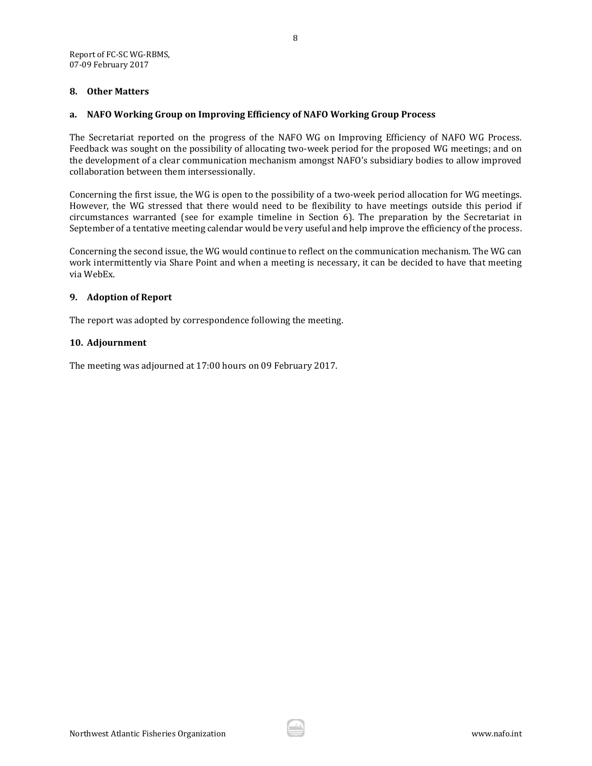## 8. Other Matters

### a. NAFO Working Group on Improving Efficiency of NAFO Working Group Process

The Secretariat reported on the progress of the NAFO WG on Improving Efficiency of NAFO WG Process. Feedback was sought on the possibility of allocating two-week period for the proposed WG meetings; and on the development of a clear communication mechanism amongst NAFO's subsidiary bodies to allow improved collaboration between them intersessionally.

Concerning the first issue, the WG is open to the possibility of a two-week period allocation for WG meetings. However, the WG stressed that there would need to be flexibility to have meetings outside this period if circumstances warranted (see for example timeline in Section 6). The preparation by the Secretariat in September of a tentative meeting calendar would be very useful and help improve the efficiency of the process.

Concerning the second issue, the WG would continue to reflect on the communication mechanism. The WG can work intermittently via Share Point and when a meeting is necessary, it can be decided to have that meeting via WebEx.

## 9. Adoption of Report

The report was adopted by correspondence following the meeting.

## 10. Adjournment

The meeting was adjourned at 17:00 hours on 09 February 2017.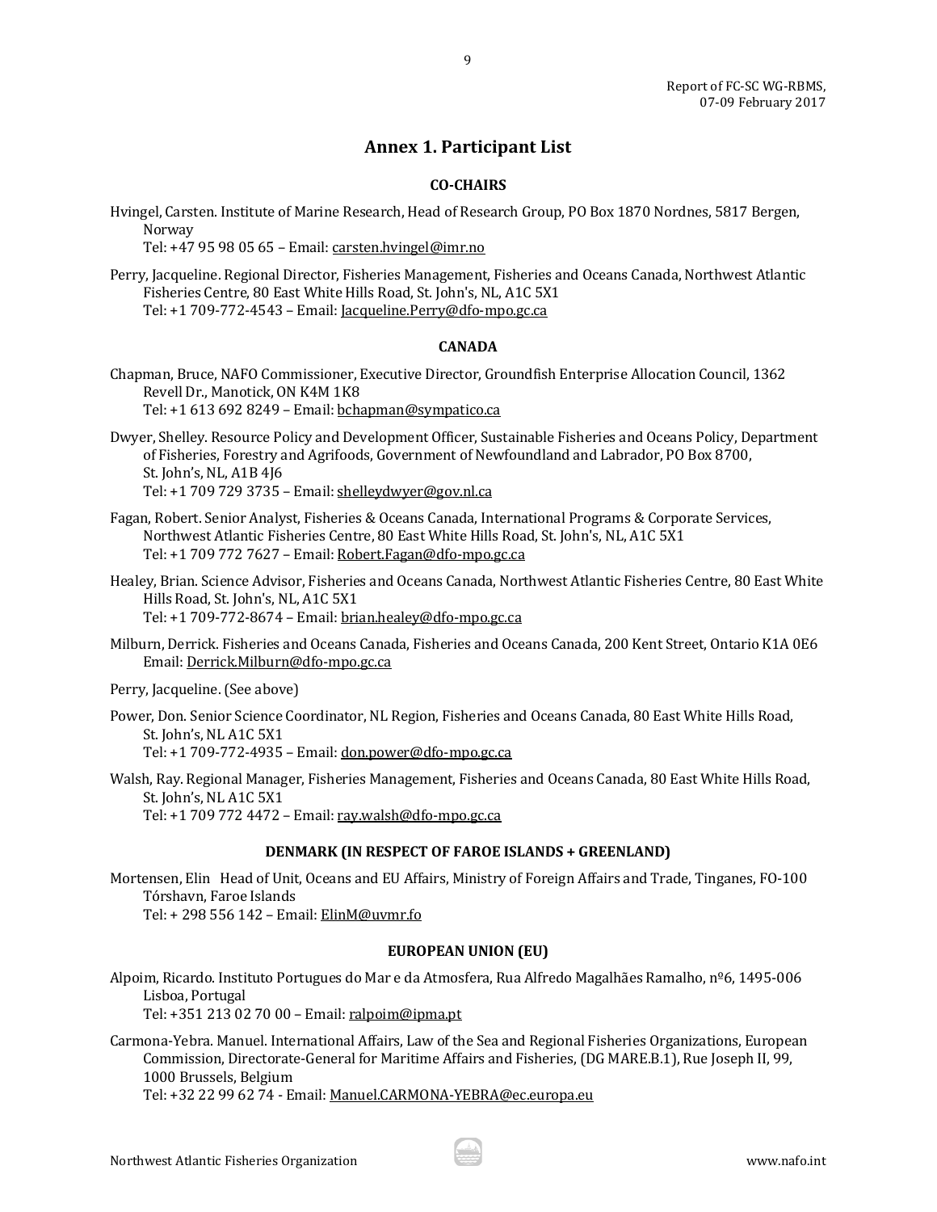## Annex 1. Participant List

### CO-CHAIRS

Hvingel, Carsten. Institute of Marine Research, Head of Research Group, PO Box 1870 Nordnes, 5817 Bergen, Norway
Tel: +47 95 98 05 65 – Email: carsten.hvingel@imr.no

Perry, Jacqueline. Regional Director, Fisheries Management, Fisheries and Oceans Canada, Northwest Atlantic Fisheries Centre, 80 East White Hills Road, St. John's, NL, A1C 5X1
Tel: +1 709-772-4543 – Email: Jacqueline.Perry@dfo-mpo.gc.ca

### CANADA

Chapman, Bruce, NAFO Commissioner, Executive Director, Groundfish Enterprise Allocation Council, 1362 Revell Dr., Manotick, ON K4M 1K8
Tel: +1 613 692 8249 – Email: bchapman@sympatico.ca

Dwyer, Shelley. Resource Policy and Development Officer, Sustainable Fisheries and Oceans Policy, Department of Fisheries, Forestry and Agrifoods, Government of Newfoundland and Labrador, PO Box 8700, St. John's, NL, A1B 4J6
Tel: +1 709 729 3735 – Email: shelleydwyer@gov.nl.ca

Fagan, Robert. Senior Analyst, Fisheries & Oceans Canada, International Programs & Corporate Services, Northwest Atlantic Fisheries Centre, 80 East White Hills Road, St. John's, NL, A1C 5X1
Tel: +1 709 772 7627 – Email: Robert.Fagan@dfo-mpo.gc.ca

Healey, Brian. Science Advisor, Fisheries and Oceans Canada, Northwest Atlantic Fisheries Centre, 80 East White Hills Road, St. John's, NL, A1C 5X1
Tel: +1 709-772-8674 – Email: brian.healey@dfo-mpo.gc.ca

Milburn, Derrick. Fisheries and Oceans Canada, Fisheries and Oceans Canada, 200 Kent Street, Ontario K1A 0E6
Email: Derrick.Milburn@dfo-mpo.gc.ca

Perry, Jacqueline. (See above)

Power, Don. Senior Science Coordinator, NL Region, Fisheries and Oceans Canada, 80 East White Hills Road, St. John's, NL A1C 5X1
Tel: +1 709-772-4935 – Email: don.power@dfo-mpo.gc.ca

Walsh, Ray. Regional Manager, Fisheries Management, Fisheries and Oceans Canada, 80 East White Hills Road, St. John's, NL A1C 5X1
Tel: +1 709 772 4472 – Email: ray.walsh@dfo-mpo.gc.ca

### DENMARK (IN RESPECT OF FAROE ISLANDS + GREENLAND)

Mortensen, Elin Head of Unit, Oceans and EU Affairs, Ministry of Foreign Affairs and Trade, Tinganes, FO-100 Tórshavn, Faroe Islands
Tel: + 298 556 142 – Email: ElinM@uvmr.fo

### EUROPEAN UNION (EU)

Alpoim, Ricardo. Instituto Portugues do Mar e da Atmosfera, Rua Alfredo Magalhães Ramalho, nº6, 1495-006 Lisboa, Portugal
Tel: +351 213 02 70 00 – Email: ralpoim@ipma.pt

Carmona-Yebra. Manuel. International Affairs, Law of the Sea and Regional Fisheries Organizations, European Commission, Directorate-General for Maritime Affairs and Fisheries, (DG MARE.B.1), Rue Joseph II, 99, 1000 Brussels, Belgium
Tel: +32 22 99 62 74 - Email: Manuel.CARMONA-YEBRA@ec.europa.eu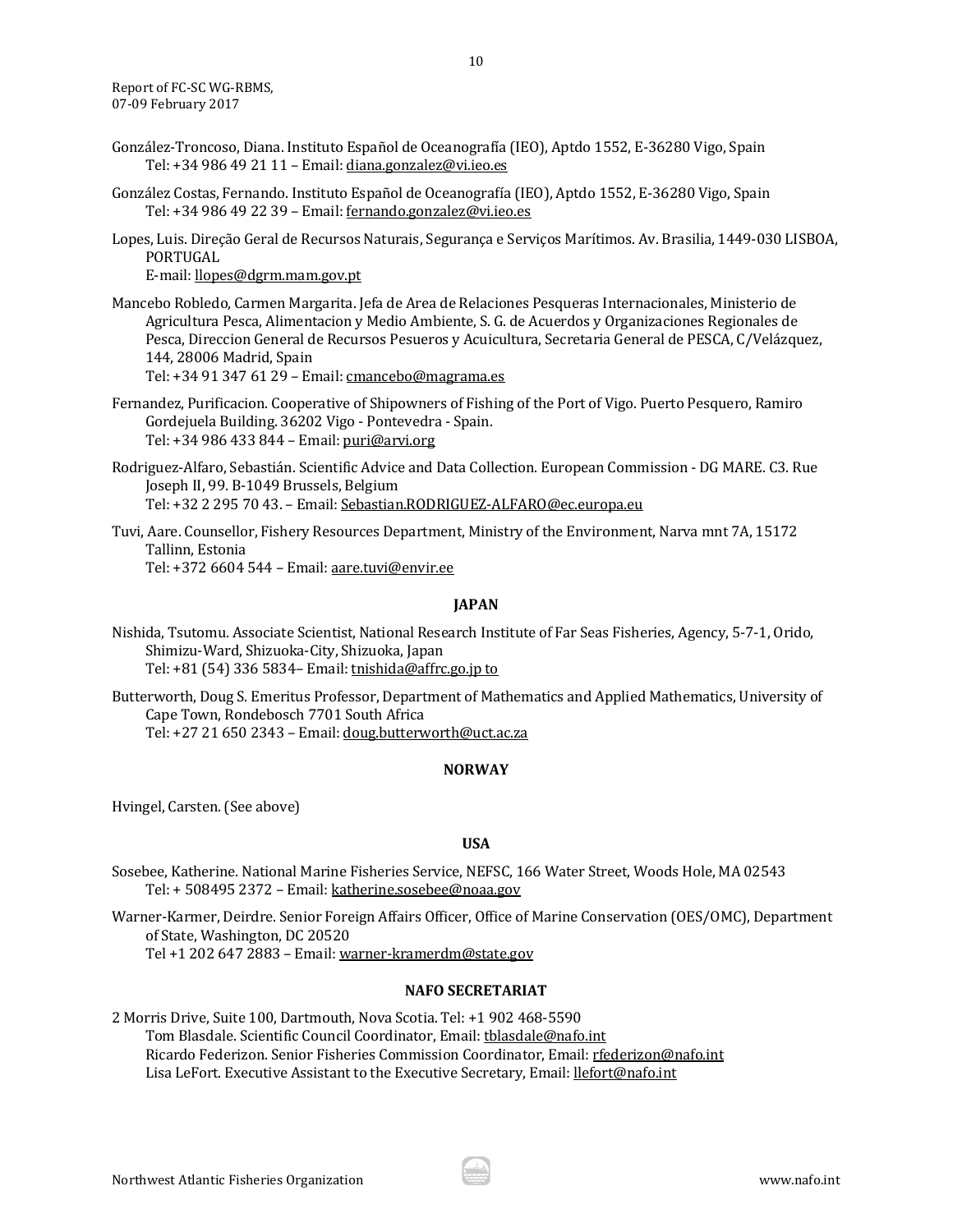González-Troncoso, Diana. Instituto Español de Oceanografía (IEO), Aptdo 1552, E-36280 Vigo, Spain
Tel: +34 986 49 21 11 – Email: diana.gonzalez@vi.ieo.es

González Costas, Fernando. Instituto Español de Oceanografía (IEO), Aptdo 1552, E-36280 Vigo, Spain
Tel: +34 986 49 22 39 – Email: fernando.gonzalez@vi.ieo.es

Lopes, Luis. Direção Geral de Recursos Naturais, Segurança e Serviços Marítimos. Av. Brasilia, 1449-030 LISBOA, PORTUGAL
E-mail: llopes@dgrm.mam.gov.pt

Mancebo Robledo, Carmen Margarita. Jefa de Area de Relaciones Pesqueras Internacionales, Ministerio de Agricultura Pesca, Alimentacion y Medio Ambiente, S. G. de Acuerdos y Organizaciones Regionales de Pesca, Direccion General de Recursos Pesueros y Acuicultura, Secretaria General de PESCA, C/Velázquez, 144, 28006 Madrid, Spain
Tel: +34 91 347 61 29 – Email: cmancebo@magrama.es

Fernandez, Purificacion. Cooperative of Shipowners of Fishing of the Port of Vigo. Puerto Pesquero, Ramiro Gordejuela Building. 36202 Vigo - Pontevedra - Spain.
Tel: +34 986 433 844 – Email: puri@arvi.org

Rodriguez-Alfaro, Sebastián. Scientific Advice and Data Collection. European Commission - DG MARE. C3. Rue Joseph II, 99. B-1049 Brussels, Belgium
Tel: +32 2 295 70 43. – Email: Sebastian.RODRIGUEZ-ALFARO@ec.europa.eu

Tuvi, Aare. Counsellor, Fishery Resources Department, Ministry of the Environment, Narva mnt 7A, 15172 Tallinn, Estonia
Tel: +372 6604 544 – Email: aare.tuvi@envir.ee

**JAPAN**

Nishida, Tsutomu. Associate Scientist, National Research Institute of Far Seas Fisheries, Agency, 5-7-1, Orido, Shimizu-Ward, Shizuoka-City, Shizuoka, Japan
Tel: +81 (54) 336 5834– Email: tnishida@affrc.go.jp to

Butterworth, Doug S. Emeritus Professor, Department of Mathematics and Applied Mathematics, University of Cape Town, Rondebosch 7701 South Africa
Tel: +27 21 650 2343 – Email: doug.butterworth@uct.ac.za

**NORWAY**

Hvingel, Carsten. (See above)

**USA**

Sosebee, Katherine. National Marine Fisheries Service, NEFSC, 166 Water Street, Woods Hole, MA 02543
Tel: + 508495 2372 – Email: katherine.sosebee@noaa.gov

Warner-Karmer, Deirdre. Senior Foreign Affairs Officer, Office of Marine Conservation (OES/OMC), Department of State, Washington, DC 20520
Tel +1 202 647 2883 – Email: warner-kramerdm@state.gov

**NAFO SECRETARIAT**

2 Morris Drive, Suite 100, Dartmouth, Nova Scotia. Tel: +1 902 468-5590
Tom Blasdale. Scientific Council Coordinator, Email: tblasdale@nafo.int
Ricardo Federizon. Senior Fisheries Commission Coordinator, Email: rfederizon@nafo.int
Lisa LeFort. Executive Assistant to the Executive Secretary, Email: llefort@nafo.int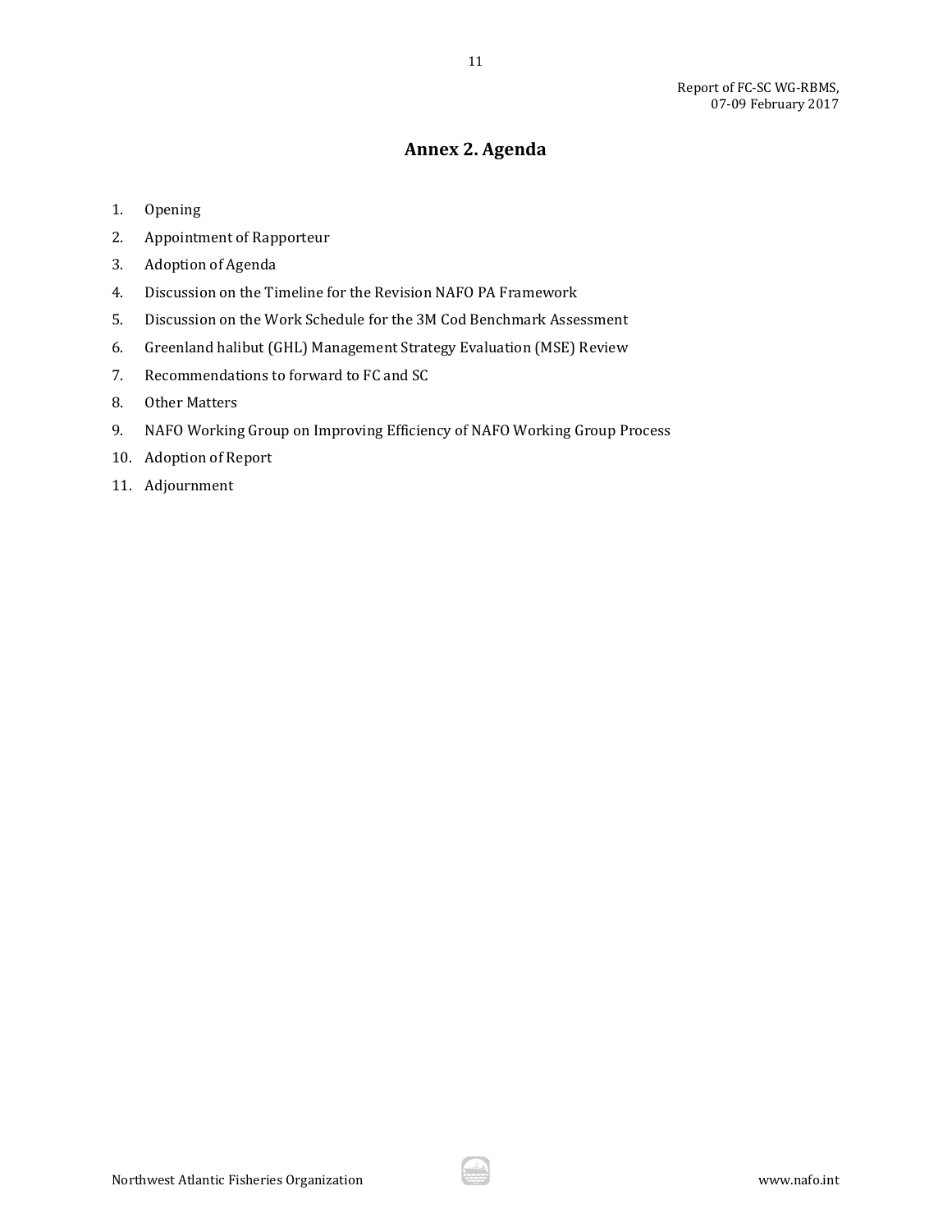## Annex 2. Agenda

1. Opening
2. Appointment of Rapporteur
3. Adoption of Agenda
4. Discussion on the Timeline for the Revision NAFO PA Framework
5. Discussion on the Work Schedule for the 3M Cod Benchmark Assessment
6. Greenland halibut (GHL) Management Strategy Evaluation (MSE) Review
7. Recommendations to forward to FC and SC
8. Other Matters
9. NAFO Working Group on Improving Efficiency of NAFO Working Group Process
10. Adoption of Report
11. Adjournment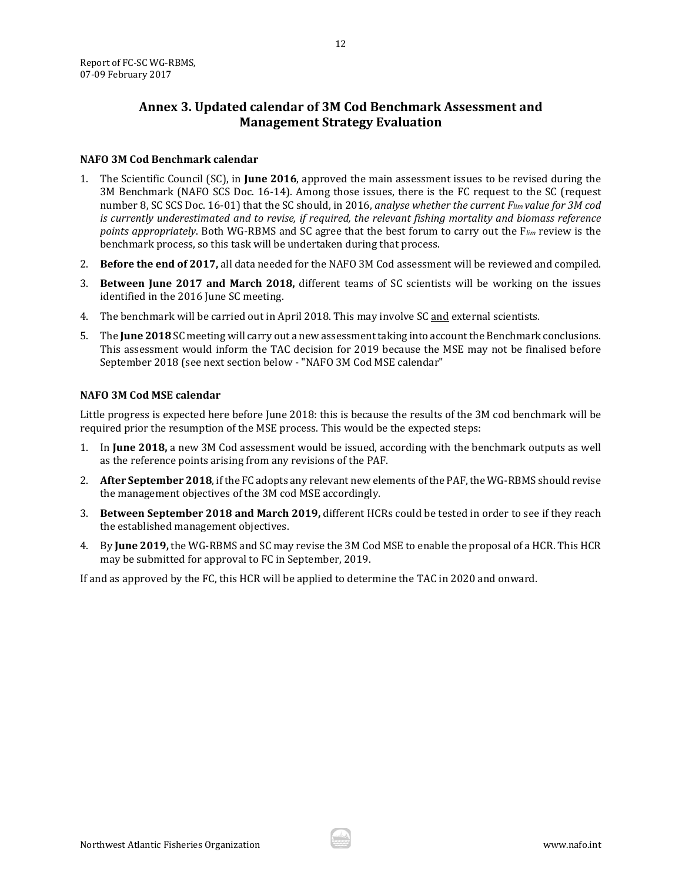## Annex 3. Updated calendar of 3M Cod Benchmark Assessment and Management Strategy Evaluation

**NAFO 3M Cod Benchmark calendar**

1. The Scientific Council (SC), in **June 2016**, approved the main assessment issues to be revised during the 3M Benchmark (NAFO SCS Doc. 16-14). Among those issues, there is the FC request to the SC (request number 8, SC SCS Doc. 16-01) that the SC should, in 2016, *analyse whether the current $F_{lim}$ value for 3M cod is currently underestimated and to revise, if required, the relevant fishing mortality and biomass reference points appropriately*. Both WG-RBMS and SC agree that the best forum to carry out the $F_{lim}$ review is the benchmark process, so this task will be undertaken during that process.
2. **Before the end of 2017,** all data needed for the NAFO 3M Cod assessment will be reviewed and compiled.
3. **Between June 2017 and March 2018,** different teams of SC scientists will be working on the issues identified in the 2016 June SC meeting.
4. The benchmark will be carried out in April 2018. This may involve SC and external scientists.
5. The **June 2018** SC meeting will carry out a new assessment taking into account the Benchmark conclusions. This assessment would inform the TAC decision for 2019 because the MSE may not be finalised before September 2018 (see next section below - "NAFO 3M Cod MSE calendar"

**NAFO 3M Cod MSE calendar**

Little progress is expected here before June 2018: this is because the results of the 3M cod benchmark will be required prior the resumption of the MSE process. This would be the expected steps:

1. In **June 2018,** a new 3M Cod assessment would be issued, according with the benchmark outputs as well as the reference points arising from any revisions of the PAF.
2. **After September 2018**, if the FC adopts any relevant new elements of the PAF, the WG-RBMS should revise the management objectives of the 3M cod MSE accordingly.
3. **Between September 2018 and March 2019,** different HCRs could be tested in order to see if they reach the established management objectives.
4. By **June 2019,** the WG-RBMS and SC may revise the 3M Cod MSE to enable the proposal of a HCR. This HCR may be submitted for approval to FC in September, 2019.

If and as approved by the FC, this HCR will be applied to determine the TAC in 2020 and onward.